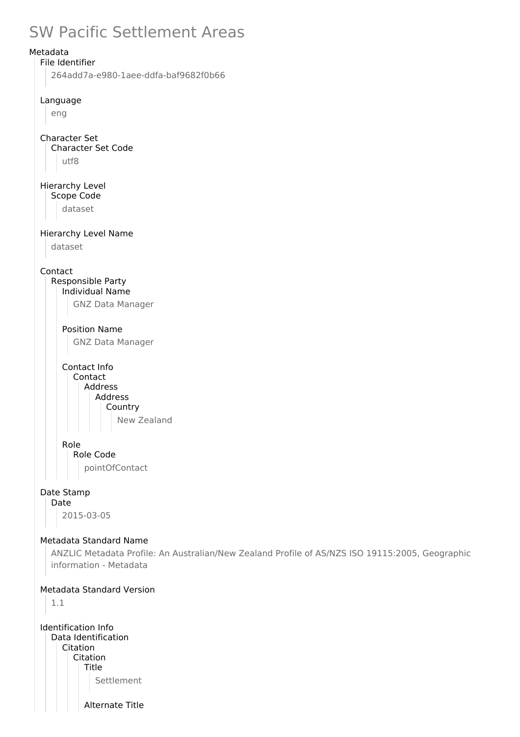# SW Pacific Settlement Areas

Metadata
- File Identifier
  - 264add7a-e980-1aee-ddfa-baf9682f0b66
- Language
  - eng
- Character Set
  - Character Set Code
    - utf8
- Hierarchy Level
  - Scope Code
    - dataset
- Hierarchy Level Name
  - dataset
- Contact
  - Responsible Party
    - Individual Name
      - GNZ Data Manager
    - Position Name
      - GNZ Data Manager
    - Contact Info
      - Contact
        - Address
          - Address
            - Country
              - New Zealand
    - Role
      - Role Code
        - pointOfContact
- Date Stamp
  - Date
    - 2015-03-05
- Metadata Standard Name
  - ANZLIC Metadata Profile: An Australian/New Zealand Profile of AS/NZS ISO 19115:2005, Geographic information - Metadata
- Metadata Standard Version
  - 1.1
- Identification Info
  - Data Identification
    - Citation
      - Citation
        - Title
          - Settlement
        - Alternate Title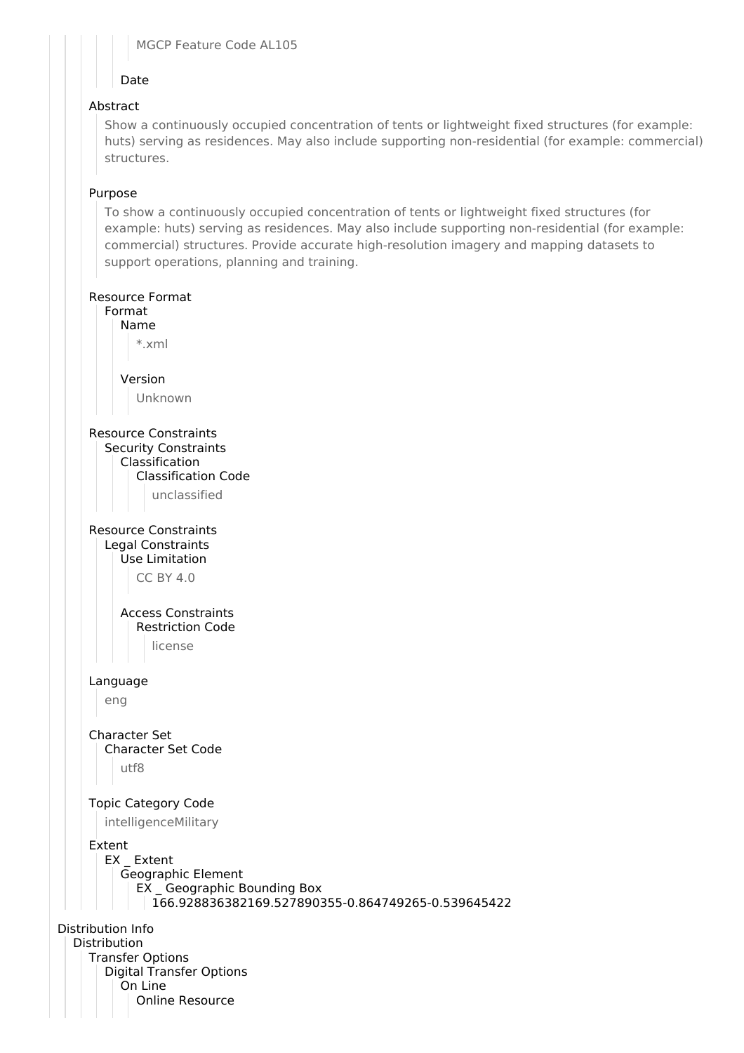MGCP Feature Code AL105

Date

Abstract

Show a continuously occupied concentration of tents or lightweight fixed structures (for example: huts) serving as residences. May also include supporting non-residential (for example: commercial) structures.

Purpose

To show a continuously occupied concentration of tents or lightweight fixed structures (for example: huts) serving as residences. May also include supporting non-residential (for example: commercial) structures. Provide accurate high-resolution imagery and mapping datasets to support operations, planning and training.

Resource Format

Format

Name

*.xml

Version

Unknown

Resource Constraints

Security Constraints

Classification

Classification Code

unclassified

Resource Constraints

Legal Constraints

Use Limitation

CC BY 4.0

Access Constraints

Restriction Code

license

Language

eng

Character Set

Character Set Code

utf8

Topic Category Code

intelligenceMilitary

Extent

EX _ Extent

Geographic Element

EX _ Geographic Bounding Box

166.928836382169.527890355-0.864749265-0.539645422

Distribution Info

Distribution

Transfer Options

Digital Transfer Options

On Line

Online Resource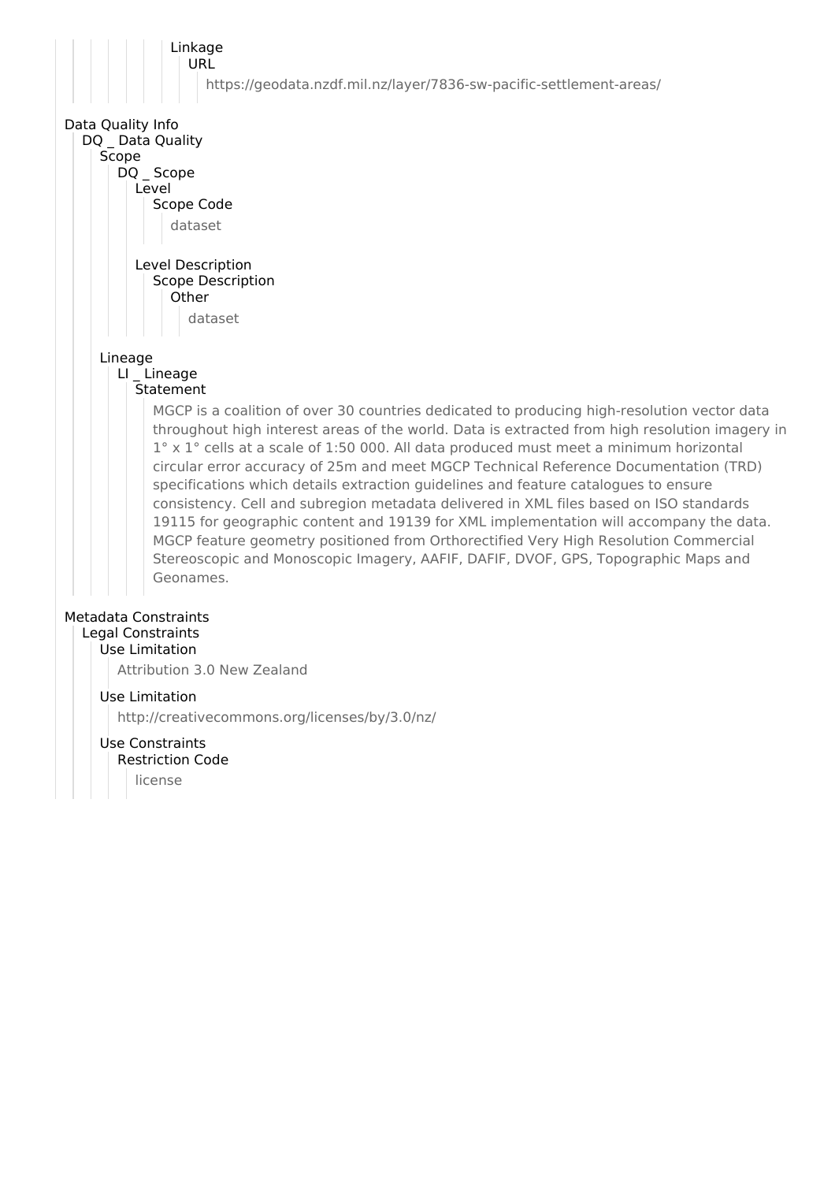Linkage
URL
https://geodata.nzdf.mil.nz/layer/7836-sw-pacific-settlement-areas/

Data Quality Info
DQ _ Data Quality
Scope
DQ _ Scope
Level
Scope Code
dataset

Level Description
Scope Description
Other
dataset

Lineage
LI _ Lineage
Statement
MGCP is a coalition of over 30 countries dedicated to producing high-resolution vector data throughout high interest areas of the world. Data is extracted from high resolution imagery in 1° x 1° cells at a scale of 1:50 000. All data produced must meet a minimum horizontal circular error accuracy of 25m and meet MGCP Technical Reference Documentation (TRD) specifications which details extraction guidelines and feature catalogues to ensure consistency. Cell and subregion metadata delivered in XML files based on ISO standards 19115 for geographic content and 19139 for XML implementation will accompany the data. MGCP feature geometry positioned from Orthorectified Very High Resolution Commercial Stereoscopic and Monoscopic Imagery, AAFIF, DAFIF, DVOF, GPS, Topographic Maps and Geonames.

Metadata Constraints
Legal Constraints
Use Limitation
Attribution 3.0 New Zealand

Use Limitation
http://creativecommons.org/licenses/by/3.0/nz/

Use Constraints
Restriction Code
license